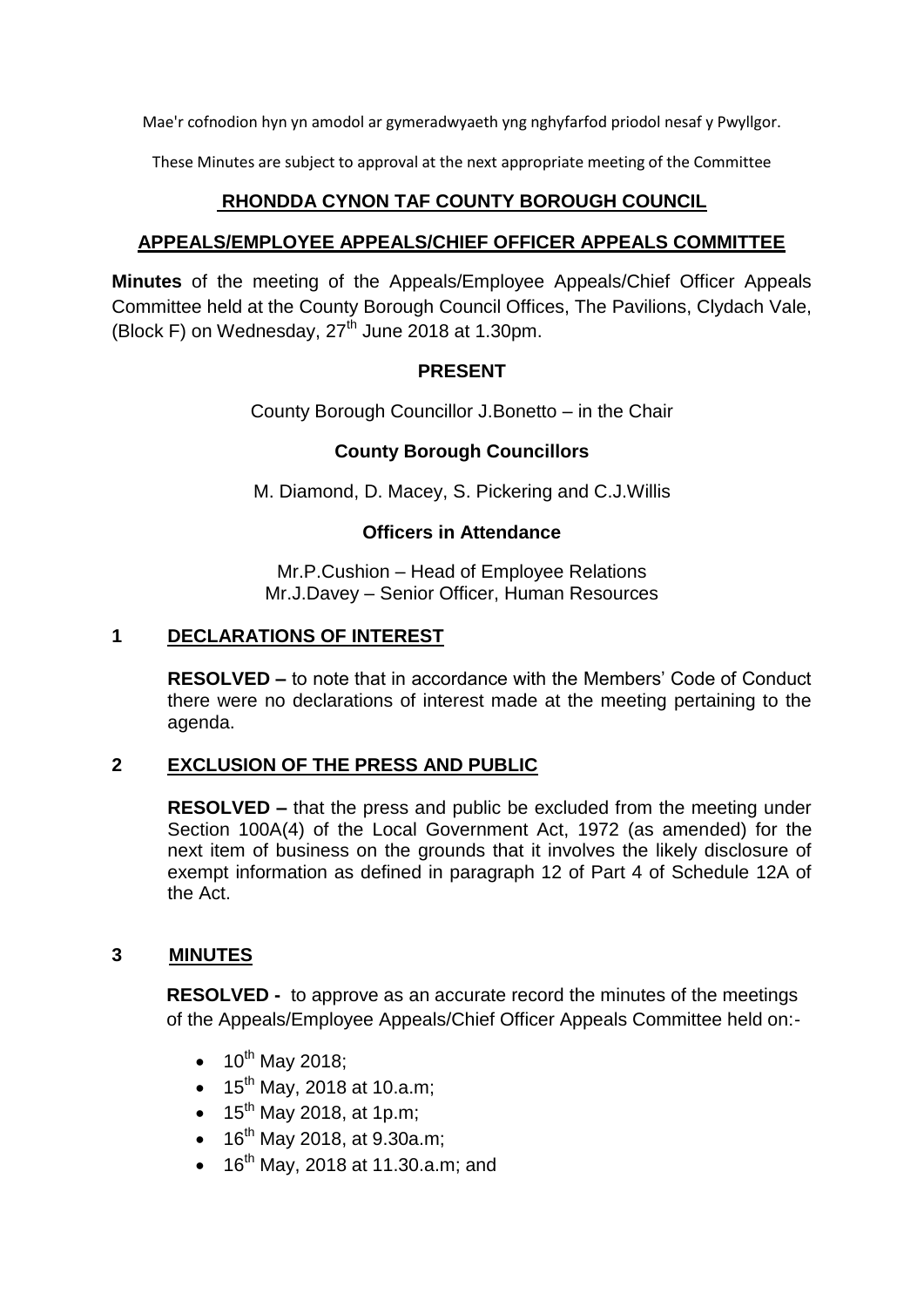Mae'r cofnodion hyn yn amodol ar gymeradwyaeth yng nghyfarfod priodol nesaf y Pwyllgor.

These Minutes are subject to approval at the next appropriate meeting of the Committee

# RHONDDA CYNON TAF COUNTY BOROUGH COUNCIL

## APPEALS/EMPLOYEE APPEALS/CHIEF OFFICER APPEALS COMMITTEE

**Minutes** of the meeting of the Appeals/Employee Appeals/Chief Officer Appeals Committee held at the County Borough Council Offices, The Pavilions, Clydach Vale, (Block F) on Wednesday, 27th June 2018 at 1.30pm.

### PRESENT

County Borough Councillor J.Bonetto – in the Chair

### County Borough Councillors

M. Diamond, D. Macey, S. Pickering and C.J.Willis

### Officers in Attendance

Mr.P.Cushion – Head of Employee Relations
Mr.J.Davey – Senior Officer, Human Resources

## 1 DECLARATIONS OF INTEREST

**RESOLVED –** to note that in accordance with the Members' Code of Conduct there were no declarations of interest made at the meeting pertaining to the agenda.

## 2 EXCLUSION OF THE PRESS AND PUBLIC

**RESOLVED –** that the press and public be excluded from the meeting under Section 100A(4) of the Local Government Act, 1972 (as amended) for the next item of business on the grounds that it involves the likely disclosure of exempt information as defined in paragraph 12 of Part 4 of Schedule 12A of the Act.

## 3 MINUTES

**RESOLVED -** to approve as an accurate record the minutes of the meetings of the Appeals/Employee Appeals/Chief Officer Appeals Committee held on:-

- 10th May 2018;
- 15th May, 2018 at 10.a.m;
- 15th May 2018, at 1p.m;
- 16th May 2018, at 9.30a.m;
- 16th May, 2018 at 11.30.a.m; and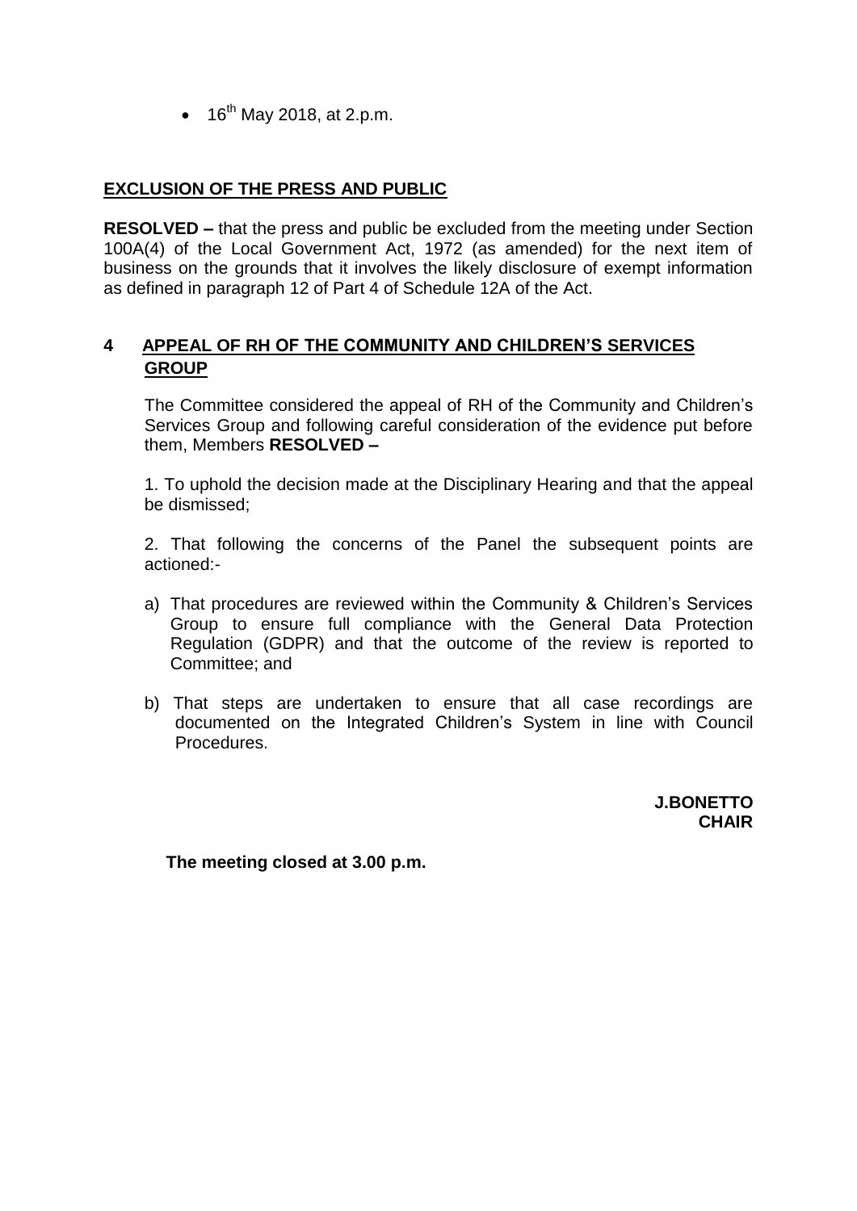- 16th May 2018, at 2.p.m.

## EXCLUSION OF THE PRESS AND PUBLIC

**RESOLVED –** that the press and public be excluded from the meeting under Section 100A(4) of the Local Government Act, 1972 (as amended) for the next item of business on the grounds that it involves the likely disclosure of exempt information as defined in paragraph 12 of Part 4 of Schedule 12A of the Act.

## 4 APPEAL OF RH OF THE COMMUNITY AND CHILDREN'S SERVICES GROUP

The Committee considered the appeal of RH of the Community and Children's Services Group and following careful consideration of the evidence put before them, Members **RESOLVED –**

1. To uphold the decision made at the Disciplinary Hearing and that the appeal be dismissed;

2. That following the concerns of the Panel the subsequent points are actioned:-

a) That procedures are reviewed within the Community & Children's Services Group to ensure full compliance with the General Data Protection Regulation (GDPR) and that the outcome of the review is reported to Committee; and

b) That steps are undertaken to ensure that all case recordings are documented on the Integrated Children's System in line with Council Procedures.

**J.BONETTO**
**CHAIR**

**The meeting closed at 3.00 p.m.**